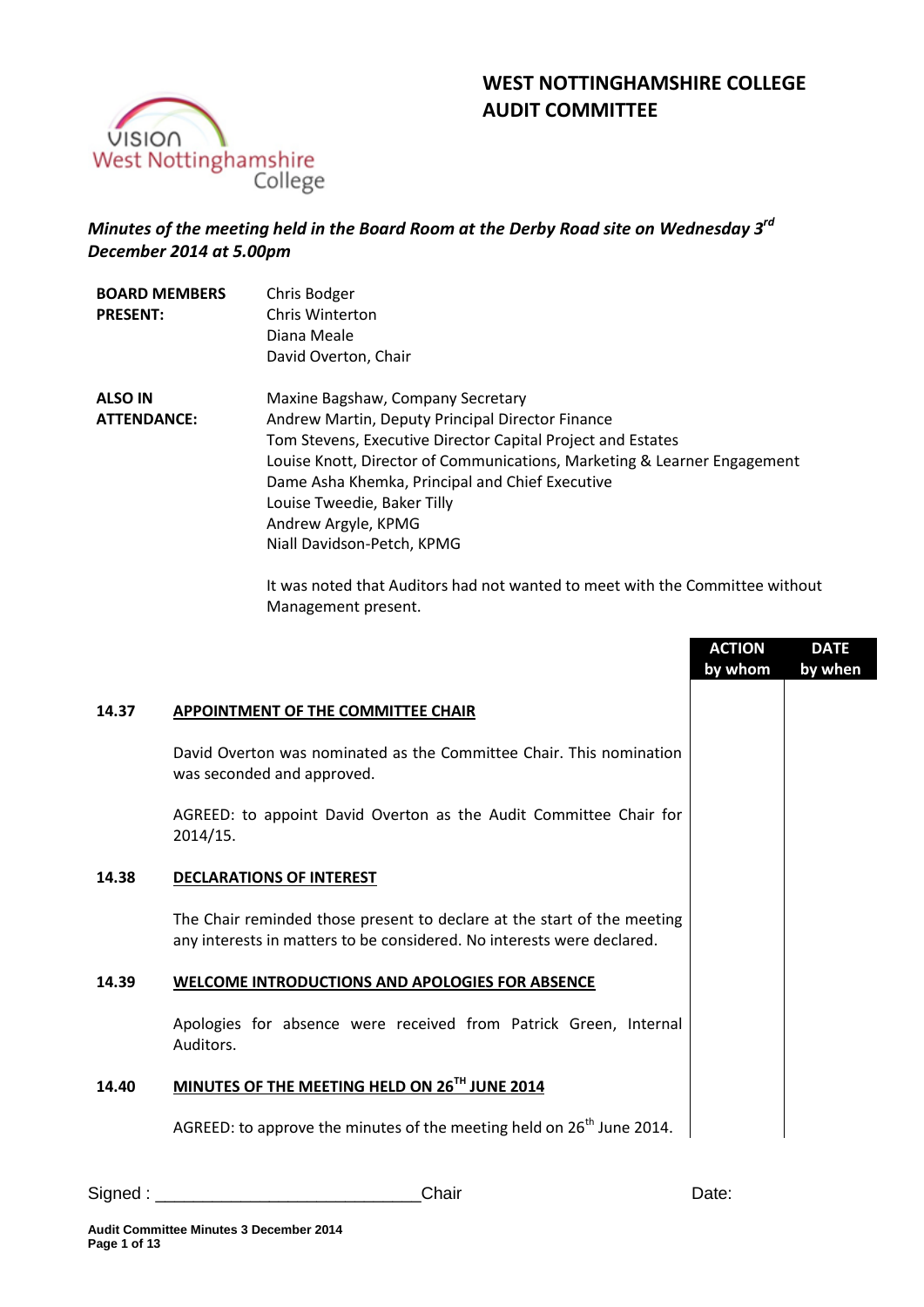# WEST NOTTINGHAMSHIRE COLLEGE
## AUDIT COMMITTEE

***Minutes of the meeting held in the Board Room at the Derby Road site on Wednesday 3rd December 2014 at 5.00pm***

**BOARD MEMBERS PRESENT:**
Chris Bodger
Chris Winterton
Diana Meale
David Overton, Chair

**ALSO IN ATTENDANCE:**
Maxine Bagshaw, Company Secretary
Andrew Martin, Deputy Principal Director Finance
Tom Stevens, Executive Director Capital Project and Estates
Louise Knott, Director of Communications, Marketing & Learner Engagement
Dame Asha Khemka, Principal and Chief Executive
Louise Tweedie, Baker Tilly
Andrew Argyle, KPMG
Niall Davidson-Petch, KPMG

It was noted that Auditors had not wanted to meet with the Committee without Management present.

| | | ACTION by whom | DATE by when |
|---|---|---|---|
| **14.37** | **APPOINTMENT OF THE COMMITTEE CHAIR** | | |
| | David Overton was nominated as the Committee Chair. This nomination was seconded and approved. | | |
| | AGREED: to appoint David Overton as the Audit Committee Chair for 2014/15. | | |
| **14.38** | **DECLARATIONS OF INTEREST** | | |
| | The Chair reminded those present to declare at the start of the meeting any interests in matters to be considered. No interests were declared. | | |
| **14.39** | **WELCOME INTRODUCTIONS AND APOLOGIES FOR ABSENCE** | | |
| | Apologies for absence were received from Patrick Green, Internal Auditors. | | |
| **14.40** | **MINUTES OF THE MEETING HELD ON 26TH JUNE 2014** | | |
| | AGREED: to approve the minutes of the meeting held on 26th June 2014. | | |

Signed : ___________________________Chair Date: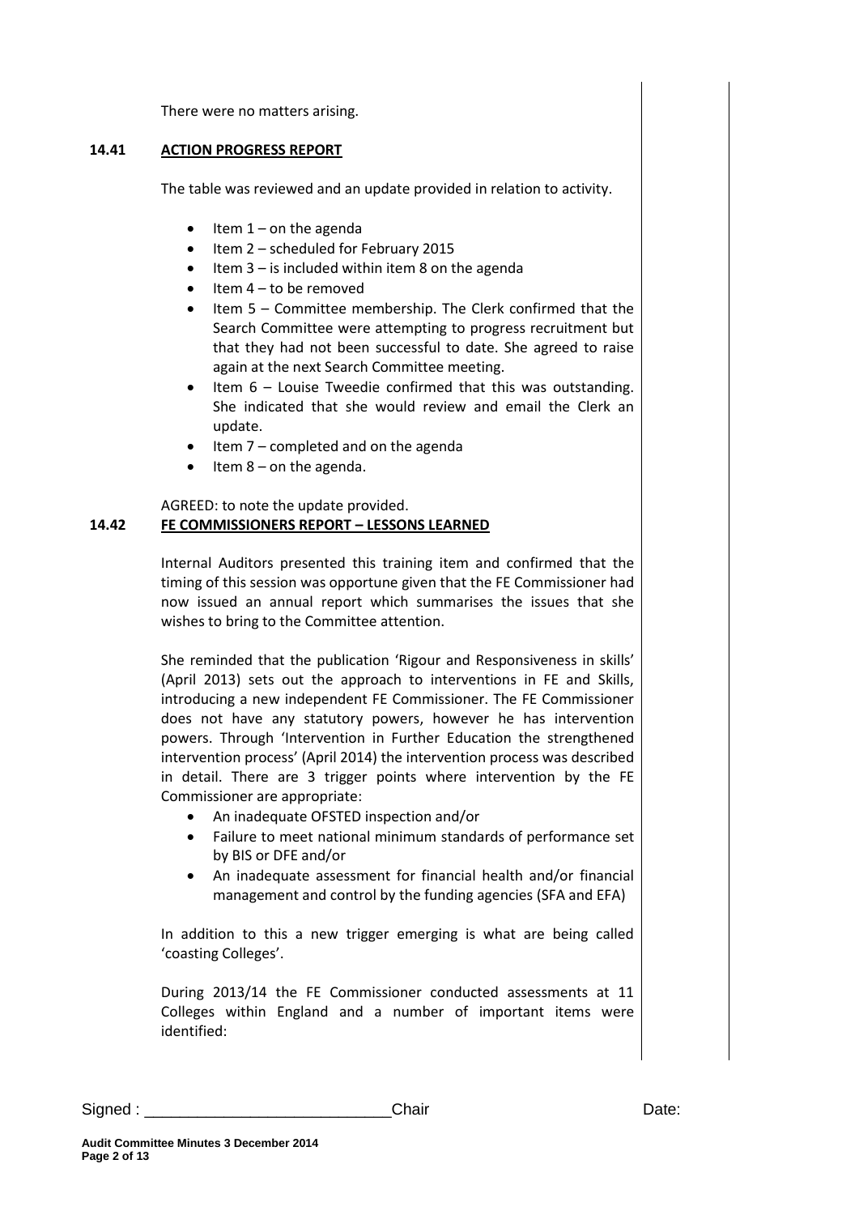There were no matters arising.

## 14.41 ACTION PROGRESS REPORT

The table was reviewed and an update provided in relation to activity.

- Item 1 – on the agenda
- Item 2 – scheduled for February 2015
- Item 3 – is included within item 8 on the agenda
- Item 4 – to be removed
- Item 5 – Committee membership. The Clerk confirmed that the Search Committee were attempting to progress recruitment but that they had not been successful to date. She agreed to raise again at the next Search Committee meeting.
- Item 6 – Louise Tweedie confirmed that this was outstanding. She indicated that she would review and email the Clerk an update.
- Item 7 – completed and on the agenda
- Item 8 – on the agenda.

AGREED: to note the update provided.

## 14.42 FE COMMISSIONERS REPORT – LESSONS LEARNED

Internal Auditors presented this training item and confirmed that the timing of this session was opportune given that the FE Commissioner had now issued an annual report which summarises the issues that she wishes to bring to the Committee attention.

She reminded that the publication 'Rigour and Responsiveness in skills' (April 2013) sets out the approach to interventions in FE and Skills, introducing a new independent FE Commissioner. The FE Commissioner does not have any statutory powers, however he has intervention powers. Through 'Intervention in Further Education the strengthened intervention process' (April 2014) the intervention process was described in detail. There are 3 trigger points where intervention by the FE Commissioner are appropriate:

- An inadequate OFSTED inspection and/or
- Failure to meet national minimum standards of performance set by BIS or DFE and/or
- An inadequate assessment for financial health and/or financial management and control by the funding agencies (SFA and EFA)

In addition to this a new trigger emerging is what are being called 'coasting Colleges'.

During 2013/14 the FE Commissioner conducted assessments at 11 Colleges within England and a number of important items were identified:

Signed : ____________________________Chair Date:

**Audit Committee Minutes 3 December 2014**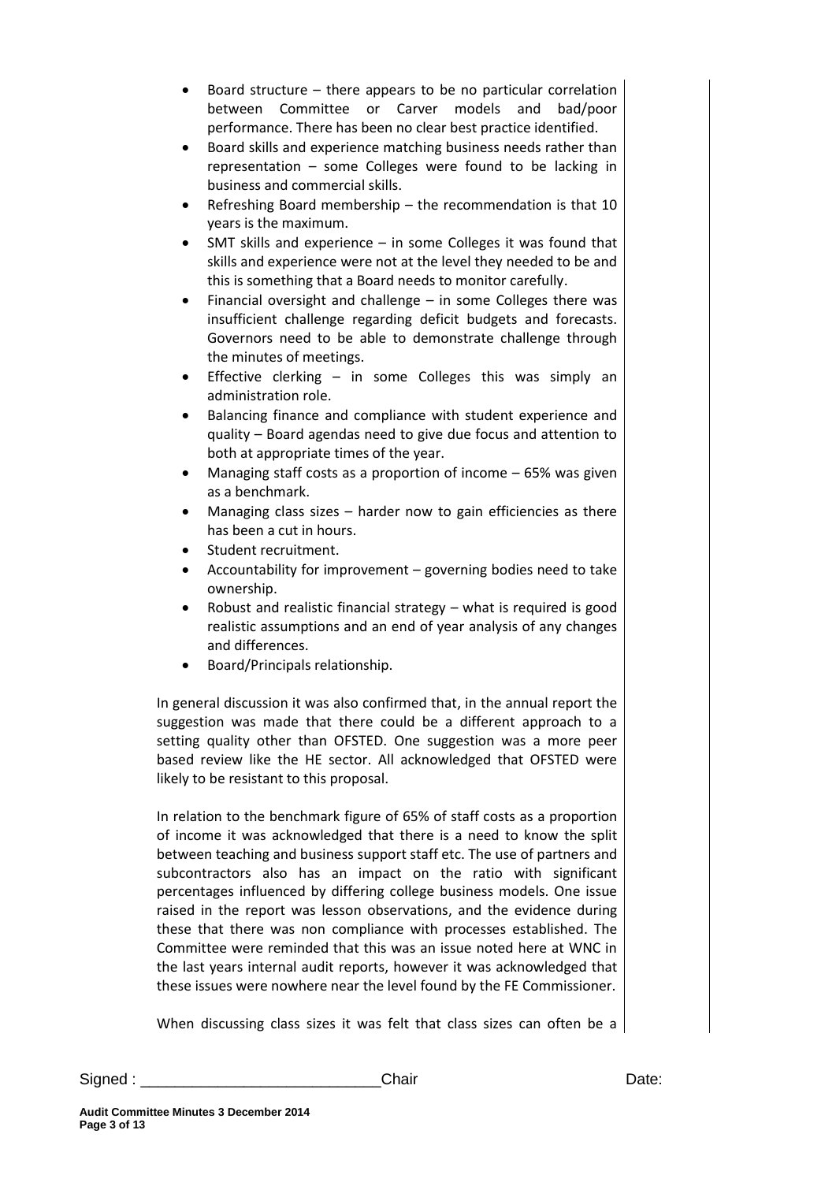- Board structure – there appears to be no particular correlation between Committee or Carver models and bad/poor performance. There has been no clear best practice identified.
- Board skills and experience matching business needs rather than representation – some Colleges were found to be lacking in business and commercial skills.
- Refreshing Board membership – the recommendation is that 10 years is the maximum.
- SMT skills and experience – in some Colleges it was found that skills and experience were not at the level they needed to be and this is something that a Board needs to monitor carefully.
- Financial oversight and challenge – in some Colleges there was insufficient challenge regarding deficit budgets and forecasts. Governors need to be able to demonstrate challenge through the minutes of meetings.
- Effective clerking – in some Colleges this was simply an administration role.
- Balancing finance and compliance with student experience and quality – Board agendas need to give due focus and attention to both at appropriate times of the year.
- Managing staff costs as a proportion of income – 65% was given as a benchmark.
- Managing class sizes – harder now to gain efficiencies as there has been a cut in hours.
- Student recruitment.
- Accountability for improvement – governing bodies need to take ownership.
- Robust and realistic financial strategy – what is required is good realistic assumptions and an end of year analysis of any changes and differences.
- Board/Principals relationship.

In general discussion it was also confirmed that, in the annual report the suggestion was made that there could be a different approach to a setting quality other than OFSTED. One suggestion was a more peer based review like the HE sector. All acknowledged that OFSTED were likely to be resistant to this proposal.

In relation to the benchmark figure of 65% of staff costs as a proportion of income it was acknowledged that there is a need to know the split between teaching and business support staff etc. The use of partners and subcontractors also has an impact on the ratio with significant percentages influenced by differing college business models. One issue raised in the report was lesson observations, and the evidence during these that there was non compliance with processes established. The Committee were reminded that this was an issue noted here at WNC in the last years internal audit reports, however it was acknowledged that these issues were nowhere near the level found by the FE Commissioner.

When discussing class sizes it was felt that class sizes can often be a

Signed : ___________________________Chair Date: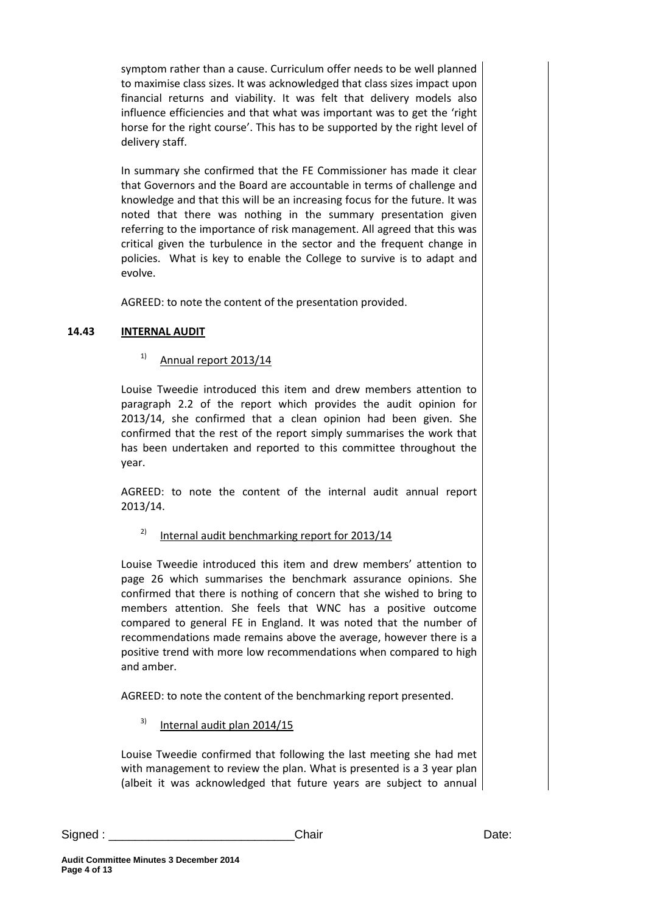symptom rather than a cause. Curriculum offer needs to be well planned to maximise class sizes. It was acknowledged that class sizes impact upon financial returns and viability. It was felt that delivery models also influence efficiencies and that what was important was to get the 'right horse for the right course'. This has to be supported by the right level of delivery staff.

In summary she confirmed that the FE Commissioner has made it clear that Governors and the Board are accountable in terms of challenge and knowledge and that this will be an increasing focus for the future. It was noted that there was nothing in the summary presentation given referring to the importance of risk management. All agreed that this was critical given the turbulence in the sector and the frequent change in policies. What is key to enable the College to survive is to adapt and evolve.

AGREED: to note the content of the presentation provided.

**14.43 INTERNAL AUDIT**

1) Annual report 2013/14

Louise Tweedie introduced this item and drew members attention to paragraph 2.2 of the report which provides the audit opinion for 2013/14, she confirmed that a clean opinion had been given. She confirmed that the rest of the report simply summarises the work that has been undertaken and reported to this committee throughout the year.

AGREED: to note the content of the internal audit annual report 2013/14.

2) Internal audit benchmarking report for 2013/14

Louise Tweedie introduced this item and drew members' attention to page 26 which summarises the benchmark assurance opinions. She confirmed that there is nothing of concern that she wished to bring to members attention. She feels that WNC has a positive outcome compared to general FE in England. It was noted that the number of recommendations made remains above the average, however there is a positive trend with more low recommendations when compared to high and amber.

AGREED: to note the content of the benchmarking report presented.

3) Internal audit plan 2014/15

Louise Tweedie confirmed that following the last meeting she had met with management to review the plan. What is presented is a 3 year plan (albeit it was acknowledged that future years are subject to annual

Signed : ____________________________Chair Date: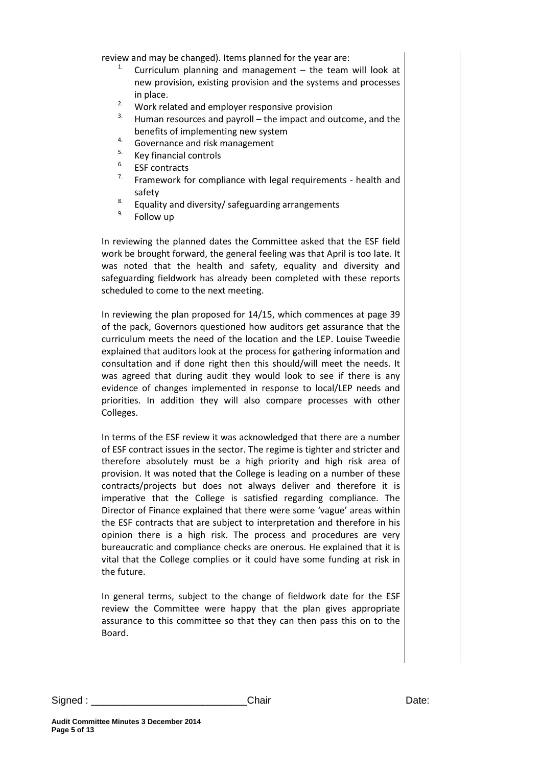review and may be changed). Items planned for the year are:

1. Curriculum planning and management – the team will look at new provision, existing provision and the systems and processes in place.
2. Work related and employer responsive provision
3. Human resources and payroll – the impact and outcome, and the benefits of implementing new system
4. Governance and risk management
5. Key financial controls
6. ESF contracts
7. Framework for compliance with legal requirements - health and safety
8. Equality and diversity/ safeguarding arrangements
9. Follow up

In reviewing the planned dates the Committee asked that the ESF field work be brought forward, the general feeling was that April is too late. It was noted that the health and safety, equality and diversity and safeguarding fieldwork has already been completed with these reports scheduled to come to the next meeting.

In reviewing the plan proposed for 14/15, which commences at page 39 of the pack, Governors questioned how auditors get assurance that the curriculum meets the need of the location and the LEP. Louise Tweedie explained that auditors look at the process for gathering information and consultation and if done right then this should/will meet the needs. It was agreed that during audit they would look to see if there is any evidence of changes implemented in response to local/LEP needs and priorities. In addition they will also compare processes with other Colleges.

In terms of the ESF review it was acknowledged that there are a number of ESF contract issues in the sector. The regime is tighter and stricter and therefore absolutely must be a high priority and high risk area of provision. It was noted that the College is leading on a number of these contracts/projects but does not always deliver and therefore it is imperative that the College is satisfied regarding compliance. The Director of Finance explained that there were some 'vague' areas within the ESF contracts that are subject to interpretation and therefore in his opinion there is a high risk. The process and procedures are very bureaucratic and compliance checks are onerous. He explained that it is vital that the College complies or it could have some funding at risk in the future.

In general terms, subject to the change of fieldwork date for the ESF review the Committee were happy that the plan gives appropriate assurance to this committee so that they can then pass this on to the Board.

Signed : ___________________________Chair Date: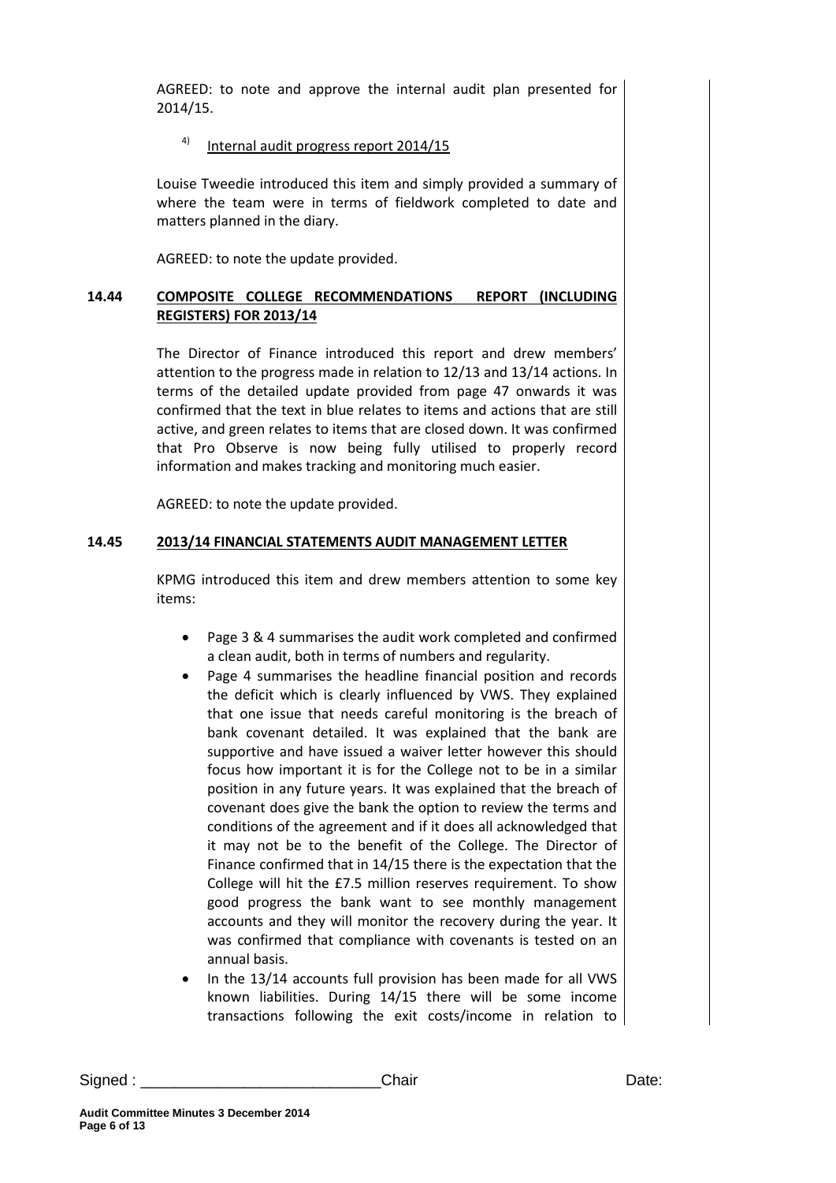AGREED: to note and approve the internal audit plan presented for 2014/15.

4) Internal audit progress report 2014/15

Louise Tweedie introduced this item and simply provided a summary of where the team were in terms of fieldwork completed to date and matters planned in the diary.

AGREED: to note the update provided.

**14.44 COMPOSITE COLLEGE RECOMMENDATIONS REPORT (INCLUDING REGISTERS) FOR 2013/14**

The Director of Finance introduced this report and drew members' attention to the progress made in relation to 12/13 and 13/14 actions. In terms of the detailed update provided from page 47 onwards it was confirmed that the text in blue relates to items and actions that are still active, and green relates to items that are closed down. It was confirmed that Pro Observe is now being fully utilised to properly record information and makes tracking and monitoring much easier.

AGREED: to note the update provided.

**14.45 2013/14 FINANCIAL STATEMENTS AUDIT MANAGEMENT LETTER**

KPMG introduced this item and drew members attention to some key items:

- Page 3 & 4 summarises the audit work completed and confirmed a clean audit, both in terms of numbers and regularity.
- Page 4 summarises the headline financial position and records the deficit which is clearly influenced by VWS. They explained that one issue that needs careful monitoring is the breach of bank covenant detailed. It was explained that the bank are supportive and have issued a waiver letter however this should focus how important it is for the College not to be in a similar position in any future years. It was explained that the breach of covenant does give the bank the option to review the terms and conditions of the agreement and if it does all acknowledged that it may not be to the benefit of the College. The Director of Finance confirmed that in 14/15 there is the expectation that the College will hit the £7.5 million reserves requirement. To show good progress the bank want to see monthly management accounts and they will monitor the recovery during the year. It was confirmed that compliance with covenants is tested on an annual basis.
- In the 13/14 accounts full provision has been made for all VWS known liabilities. During 14/15 there will be some income transactions following the exit costs/income in relation to

Signed : \_\_\_\_\_\_\_\_\_\_\_\_\_\_\_\_\_\_\_\_\_\_\_\_\_\_\_\_Chair Date: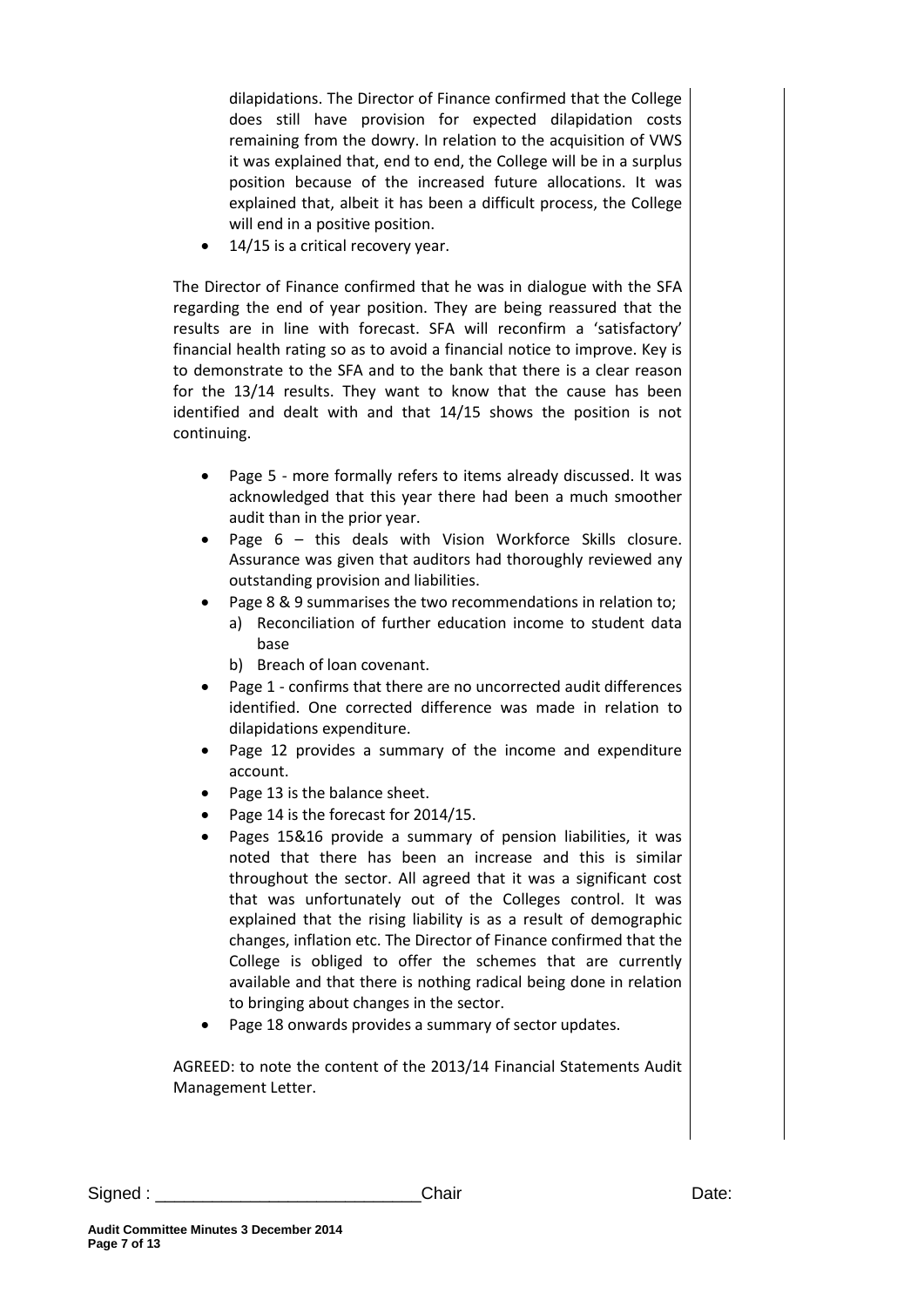dilapidations. The Director of Finance confirmed that the College does still have provision for expected dilapidation costs remaining from the dowry. In relation to the acquisition of VWS it was explained that, end to end, the College will be in a surplus position because of the increased future allocations. It was explained that, albeit it has been a difficult process, the College will end in a positive position.

- 14/15 is a critical recovery year.

The Director of Finance confirmed that he was in dialogue with the SFA regarding the end of year position. They are being reassured that the results are in line with forecast. SFA will reconfirm a 'satisfactory' financial health rating so as to avoid a financial notice to improve. Key is to demonstrate to the SFA and to the bank that there is a clear reason for the 13/14 results. They want to know that the cause has been identified and dealt with and that 14/15 shows the position is not continuing.

- Page 5 - more formally refers to items already discussed. It was acknowledged that this year there had been a much smoother audit than in the prior year.
- Page 6 – this deals with Vision Workforce Skills closure. Assurance was given that auditors had thoroughly reviewed any outstanding provision and liabilities.
- Page 8 & 9 summarises the two recommendations in relation to;
  a) Reconciliation of further education income to student data base
  b) Breach of loan covenant.
- Page 1 - confirms that there are no uncorrected audit differences identified. One corrected difference was made in relation to dilapidations expenditure.
- Page 12 provides a summary of the income and expenditure account.
- Page 13 is the balance sheet.
- Page 14 is the forecast for 2014/15.
- Pages 15&16 provide a summary of pension liabilities, it was noted that there has been an increase and this is similar throughout the sector. All agreed that it was a significant cost that was unfortunately out of the Colleges control. It was explained that the rising liability is as a result of demographic changes, inflation etc. The Director of Finance confirmed that the College is obliged to offer the schemes that are currently available and that there is nothing radical being done in relation to bringing about changes in the sector.
- Page 18 onwards provides a summary of sector updates.

AGREED: to note the content of the 2013/14 Financial Statements Audit Management Letter.

Signed : ___________________________Chair Date: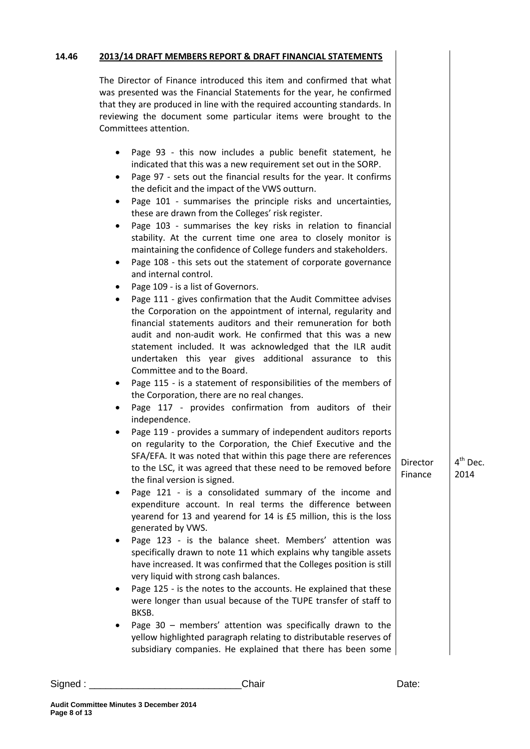**14.46 2013/14 DRAFT MEMBERS REPORT & DRAFT FINANCIAL STATEMENTS**

The Director of Finance introduced this item and confirmed that what was presented was the Financial Statements for the year, he confirmed that they are produced in line with the required accounting standards. In reviewing the document some particular items were brought to the Committees attention.

- Page 93 - this now includes a public benefit statement, he indicated that this was a new requirement set out in the SORP.
- Page 97 - sets out the financial results for the year. It confirms the deficit and the impact of the VWS outturn.
- Page 101 - summarises the principle risks and uncertainties, these are drawn from the Colleges' risk register.
- Page 103 - summarises the key risks in relation to financial stability. At the current time one area to closely monitor is maintaining the confidence of College funders and stakeholders.
- Page 108 - this sets out the statement of corporate governance and internal control.
- Page 109 - is a list of Governors.
- Page 111 - gives confirmation that the Audit Committee advises the Corporation on the appointment of internal, regularity and financial statements auditors and their remuneration for both audit and non-audit work. He confirmed that this was a new statement included. It was acknowledged that the ILR audit undertaken this year gives additional assurance to this Committee and to the Board.
- Page 115 - is a statement of responsibilities of the members of the Corporation, there are no real changes.
- Page 117 - provides confirmation from auditors of their independence.
- Page 119 - provides a summary of independent auditors reports on regularity to the Corporation, the Chief Executive and the SFA/EFA. It was noted that within this page there are references to the LSC, it was agreed that these need to be removed before the final version is signed. **Director Finance — 4th Dec. 2014**
- Page 121 - is a consolidated summary of the income and expenditure account. In real terms the difference between yearend for 13 and yearend for 14 is £5 million, this is the loss generated by VWS.
- Page 123 - is the balance sheet. Members' attention was specifically drawn to note 11 which explains why tangible assets have increased. It was confirmed that the Colleges position is still very liquid with strong cash balances.
- Page 125 - is the notes to the accounts. He explained that these were longer than usual because of the TUPE transfer of staff to BKSB.
- Page 30 – members' attention was specifically drawn to the yellow highlighted paragraph relating to distributable reserves of subsidiary companies. He explained that there has been some

Signed : ___________________________Chair Date: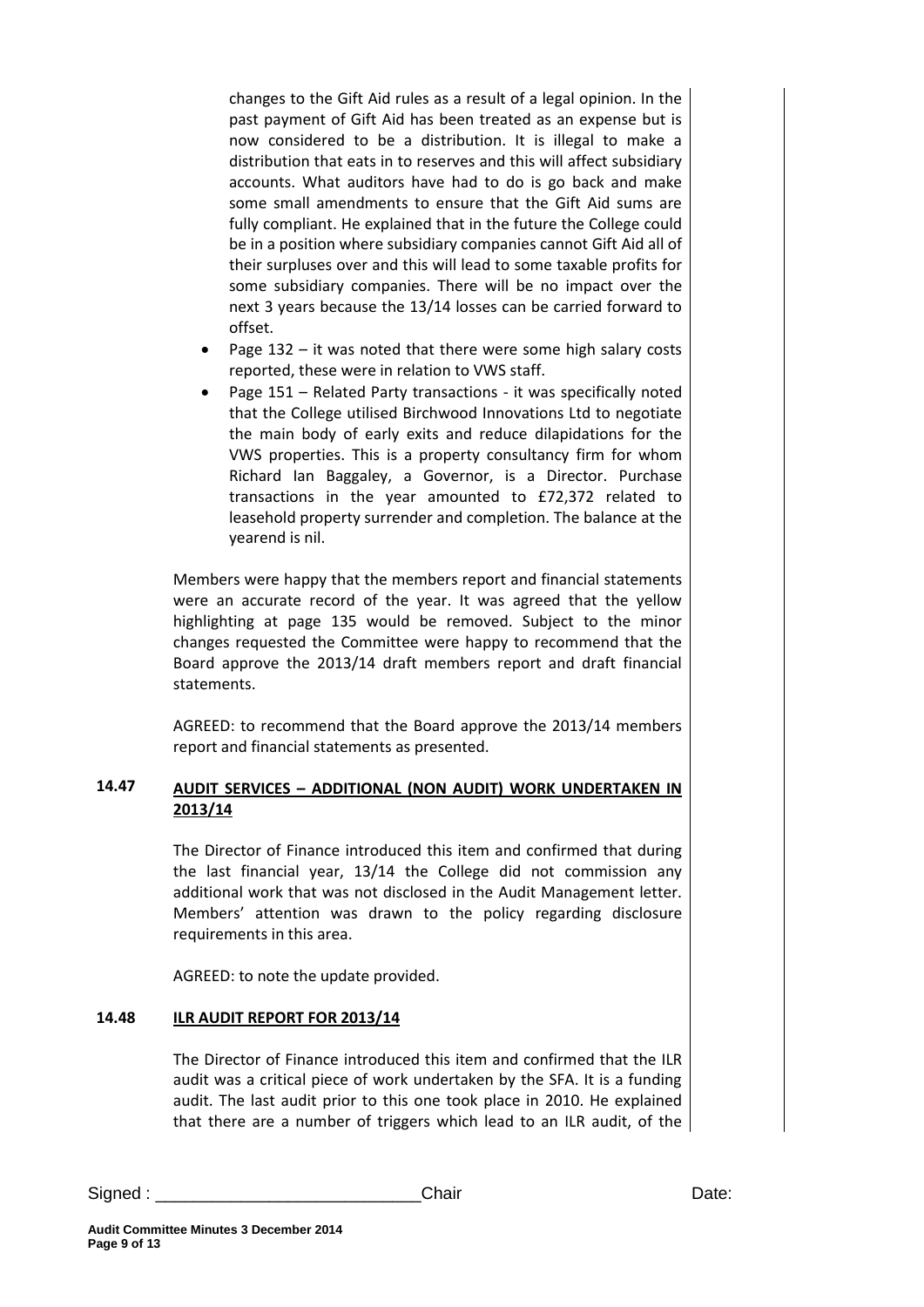changes to the Gift Aid rules as a result of a legal opinion. In the past payment of Gift Aid has been treated as an expense but is now considered to be a distribution. It is illegal to make a distribution that eats in to reserves and this will affect subsidiary accounts. What auditors have had to do is go back and make some small amendments to ensure that the Gift Aid sums are fully compliant. He explained that in the future the College could be in a position where subsidiary companies cannot Gift Aid all of their surpluses over and this will lead to some taxable profits for some subsidiary companies. There will be no impact over the next 3 years because the 13/14 losses can be carried forward to offset.

- Page 132 – it was noted that there were some high salary costs reported, these were in relation to VWS staff.
- Page 151 – Related Party transactions - it was specifically noted that the College utilised Birchwood Innovations Ltd to negotiate the main body of early exits and reduce dilapidations for the VWS properties. This is a property consultancy firm for whom Richard Ian Baggaley, a Governor, is a Director. Purchase transactions in the year amounted to £72,372 related to leasehold property surrender and completion. The balance at the yearend is nil.

Members were happy that the members report and financial statements were an accurate record of the year. It was agreed that the yellow highlighting at page 135 would be removed. Subject to the minor changes requested the Committee were happy to recommend that the Board approve the 2013/14 draft members report and draft financial statements.

AGREED: to recommend that the Board approve the 2013/14 members report and financial statements as presented.

## 14.47 AUDIT SERVICES – ADDITIONAL (NON AUDIT) WORK UNDERTAKEN IN 2013/14

The Director of Finance introduced this item and confirmed that during the last financial year, 13/14 the College did not commission any additional work that was not disclosed in the Audit Management letter. Members' attention was drawn to the policy regarding disclosure requirements in this area.

AGREED: to note the update provided.

## 14.48 ILR AUDIT REPORT FOR 2013/14

The Director of Finance introduced this item and confirmed that the ILR audit was a critical piece of work undertaken by the SFA. It is a funding audit. The last audit prior to this one took place in 2010. He explained that there are a number of triggers which lead to an ILR audit, of the

Signed : ___________________________Chair Date: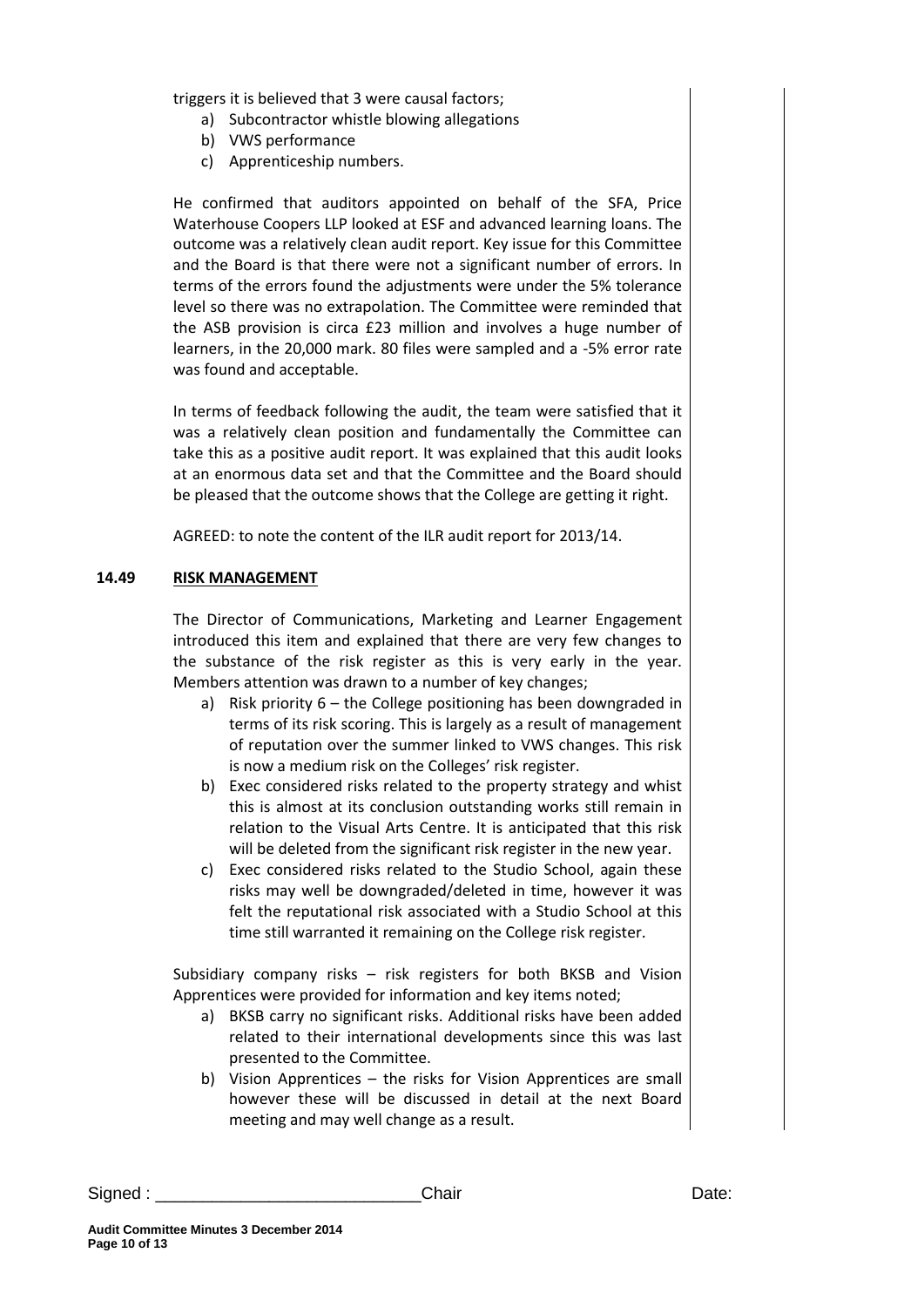triggers it is believed that 3 were causal factors;

a) Subcontractor whistle blowing allegations
b) VWS performance
c) Apprenticeship numbers.

He confirmed that auditors appointed on behalf of the SFA, Price Waterhouse Coopers LLP looked at ESF and advanced learning loans. The outcome was a relatively clean audit report. Key issue for this Committee and the Board is that there were not a significant number of errors. In terms of the errors found the adjustments were under the 5% tolerance level so there was no extrapolation. The Committee were reminded that the ASB provision is circa £23 million and involves a huge number of learners, in the 20,000 mark. 80 files were sampled and a -5% error rate was found and acceptable.

In terms of feedback following the audit, the team were satisfied that it was a relatively clean position and fundamentally the Committee can take this as a positive audit report. It was explained that this audit looks at an enormous data set and that the Committee and the Board should be pleased that the outcome shows that the College are getting it right.

AGREED: to note the content of the ILR audit report for 2013/14.

**14.49 RISK MANAGEMENT**

The Director of Communications, Marketing and Learner Engagement introduced this item and explained that there are very few changes to the substance of the risk register as this is very early in the year. Members attention was drawn to a number of key changes;

a) Risk priority 6 – the College positioning has been downgraded in terms of its risk scoring. This is largely as a result of management of reputation over the summer linked to VWS changes. This risk is now a medium risk on the Colleges' risk register.
b) Exec considered risks related to the property strategy and whist this is almost at its conclusion outstanding works still remain in relation to the Visual Arts Centre. It is anticipated that this risk will be deleted from the significant risk register in the new year.
c) Exec considered risks related to the Studio School, again these risks may well be downgraded/deleted in time, however it was felt the reputational risk associated with a Studio School at this time still warranted it remaining on the College risk register.

Subsidiary company risks – risk registers for both BKSB and Vision Apprentices were provided for information and key items noted;

a) BKSB carry no significant risks. Additional risks have been added related to their international developments since this was last presented to the Committee.
b) Vision Apprentices – the risks for Vision Apprentices are small however these will be discussed in detail at the next Board meeting and may well change as a result.

Signed : ___________________________Chair Date: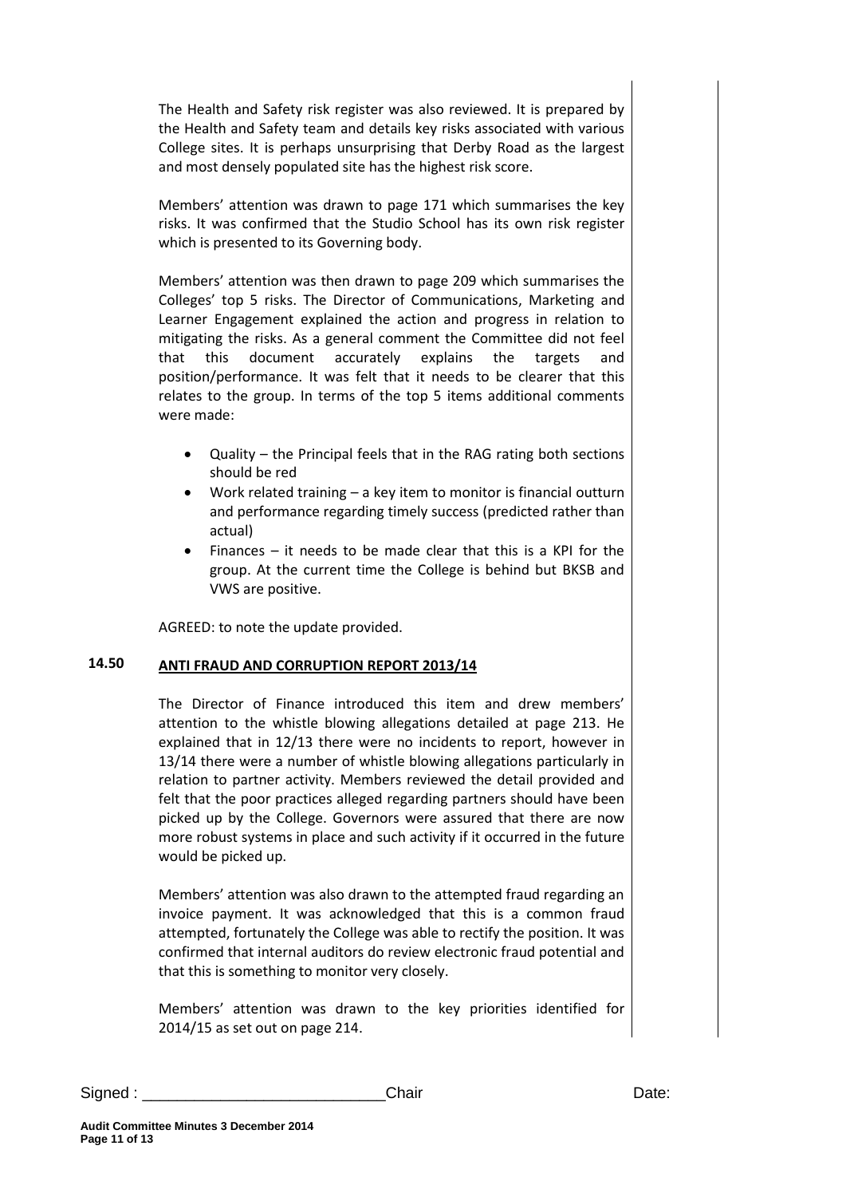The Health and Safety risk register was also reviewed. It is prepared by the Health and Safety team and details key risks associated with various College sites. It is perhaps unsurprising that Derby Road as the largest and most densely populated site has the highest risk score.

Members' attention was drawn to page 171 which summarises the key risks. It was confirmed that the Studio School has its own risk register which is presented to its Governing body.

Members' attention was then drawn to page 209 which summarises the Colleges' top 5 risks. The Director of Communications, Marketing and Learner Engagement explained the action and progress in relation to mitigating the risks. As a general comment the Committee did not feel that this document accurately explains the targets and position/performance. It was felt that it needs to be clearer that this relates to the group. In terms of the top 5 items additional comments were made:

- Quality – the Principal feels that in the RAG rating both sections should be red
- Work related training – a key item to monitor is financial outturn and performance regarding timely success (predicted rather than actual)
- Finances – it needs to be made clear that this is a KPI for the group. At the current time the College is behind but BKSB and VWS are positive.

AGREED: to note the update provided.

## 14.50 ANTI FRAUD AND CORRUPTION REPORT 2013/14

The Director of Finance introduced this item and drew members' attention to the whistle blowing allegations detailed at page 213. He explained that in 12/13 there were no incidents to report, however in 13/14 there were a number of whistle blowing allegations particularly in relation to partner activity. Members reviewed the detail provided and felt that the poor practices alleged regarding partners should have been picked up by the College. Governors were assured that there are now more robust systems in place and such activity if it occurred in the future would be picked up.

Members' attention was also drawn to the attempted fraud regarding an invoice payment. It was acknowledged that this is a common fraud attempted, fortunately the College was able to rectify the position. It was confirmed that internal auditors do review electronic fraud potential and that this is something to monitor very closely.

Members' attention was drawn to the key priorities identified for 2014/15 as set out on page 214.

Signed : ___________________________Chair Date: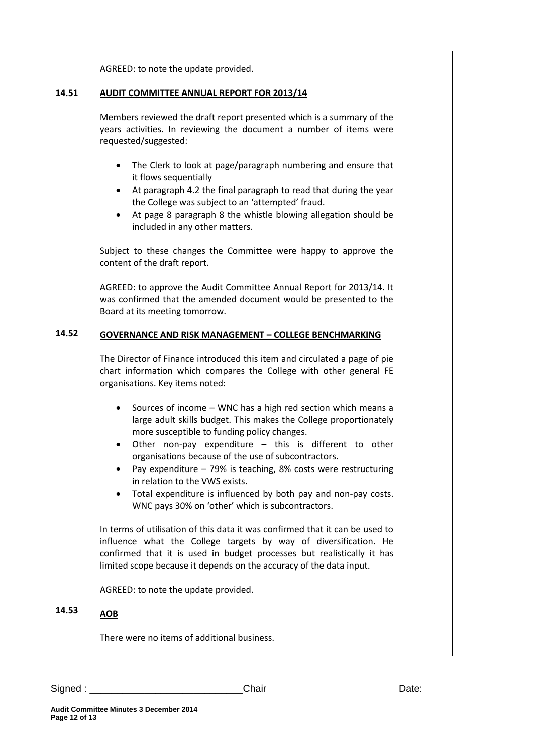AGREED: to note the update provided.

## 14.51 AUDIT COMMITTEE ANNUAL REPORT FOR 2013/14

Members reviewed the draft report presented which is a summary of the years activities. In reviewing the document a number of items were requested/suggested:

- The Clerk to look at page/paragraph numbering and ensure that it flows sequentially
- At paragraph 4.2 the final paragraph to read that during the year the College was subject to an 'attempted' fraud.
- At page 8 paragraph 8 the whistle blowing allegation should be included in any other matters.

Subject to these changes the Committee were happy to approve the content of the draft report.

AGREED: to approve the Audit Committee Annual Report for 2013/14. It was confirmed that the amended document would be presented to the Board at its meeting tomorrow.

## 14.52 GOVERNANCE AND RISK MANAGEMENT – COLLEGE BENCHMARKING

The Director of Finance introduced this item and circulated a page of pie chart information which compares the College with other general FE organisations. Key items noted:

- Sources of income – WNC has a high red section which means a large adult skills budget. This makes the College proportionately more susceptible to funding policy changes.
- Other non-pay expenditure – this is different to other organisations because of the use of subcontractors.
- Pay expenditure – 79% is teaching, 8% costs were restructuring in relation to the VWS exists.
- Total expenditure is influenced by both pay and non-pay costs. WNC pays 30% on 'other' which is subcontractors.

In terms of utilisation of this data it was confirmed that it can be used to influence what the College targets by way of diversification. He confirmed that it is used in budget processes but realistically it has limited scope because it depends on the accuracy of the data input.

AGREED: to note the update provided.

## 14.53 AOB

There were no items of additional business.

Signed : ___________________________Chair Date: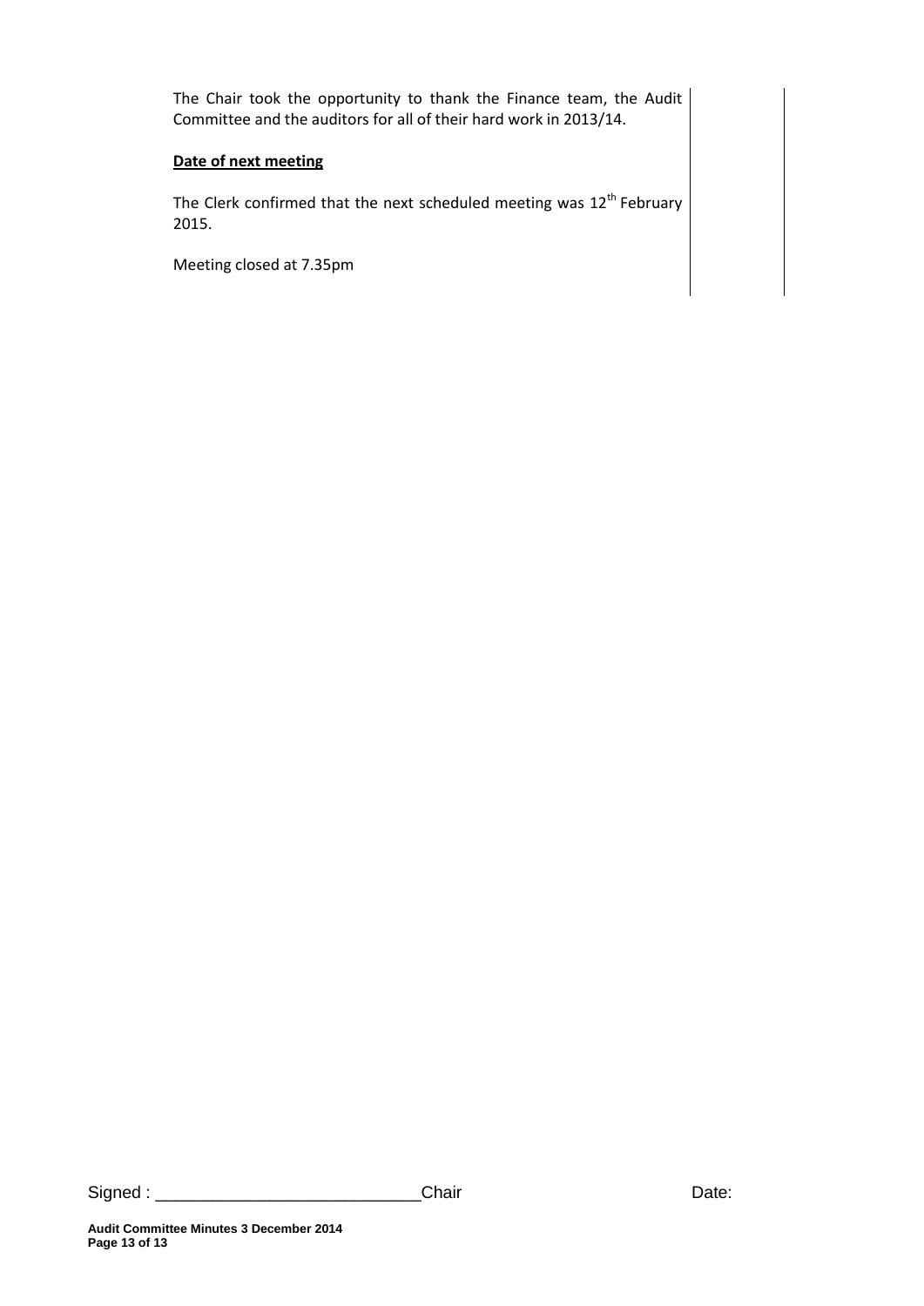The Chair took the opportunity to thank the Finance team, the Audit Committee and the auditors for all of their hard work in 2013/14.

**Date of next meeting**

The Clerk confirmed that the next scheduled meeting was 12th February 2015.

Meeting closed at 7.35pm

Signed : ___________________________Chair Date: